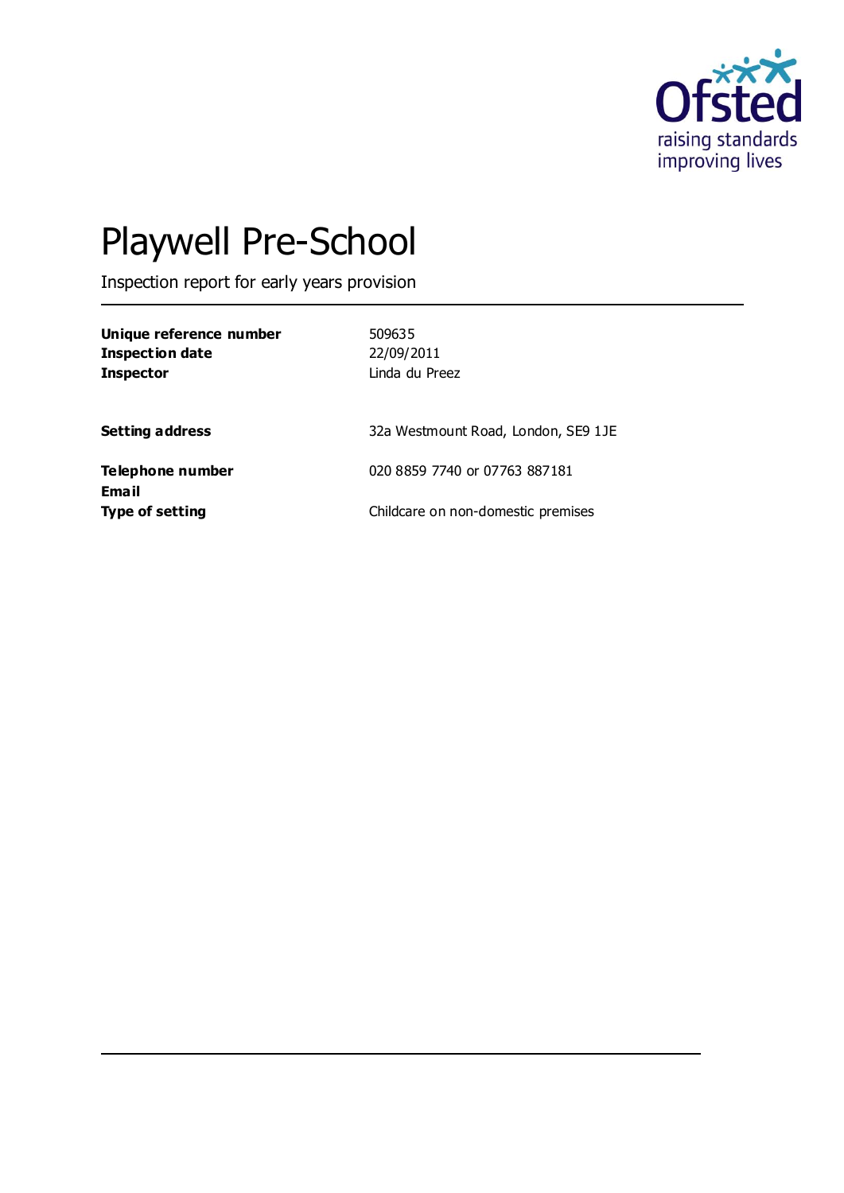Ofsted
raising standards
improving lives

# Playwell Pre-School

Inspection report for early years provision

| | |
|---|---|
| **Unique reference number** | 509635 |
| **Inspection date** | 22/09/2011 |
| **Inspector** | Linda du Preez |
| | |
| **Setting address** | 32a Westmount Road, London, SE9 1JE |
| | |
| **Telephone number** | 020 8859 7740 or 07763 887181 |
| **Email** | |
| **Type of setting** | Childcare on non-domestic premises |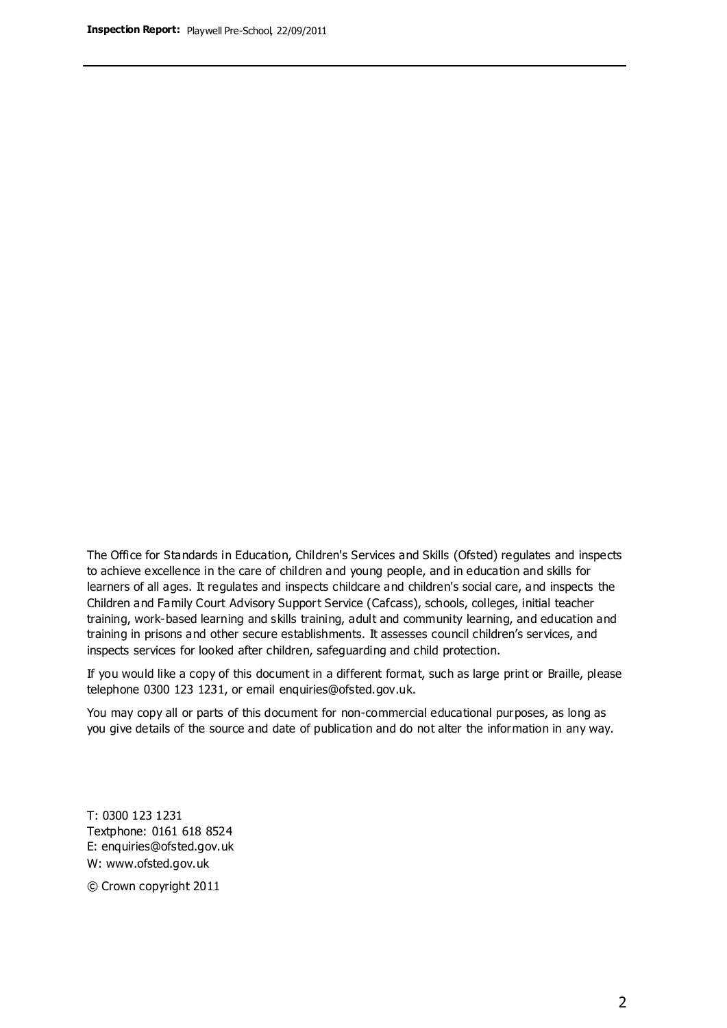The Office for Standards in Education, Children's Services and Skills (Ofsted) regulates and inspects to achieve excellence in the care of children and young people, and in education and skills for learners of all ages. It regulates and inspects childcare and children's social care, and inspects the Children and Family Court Advisory Support Service (Cafcass), schools, colleges, initial teacher training, work-based learning and skills training, adult and community learning, and education and training in prisons and other secure establishments. It assesses council children's services, and inspects services for looked after children, safeguarding and child protection.

If you would like a copy of this document in a different format, such as large print or Braille, please telephone 0300 123 1231, or email enquiries@ofsted.gov.uk.

You may copy all or parts of this document for non-commercial educational purposes, as long as you give details of the source and date of publication and do not alter the information in any way.

T: 0300 123 1231
Textphone: 0161 618 8524
E: enquiries@ofsted.gov.uk
W: www.ofsted.gov.uk

© Crown copyright 2011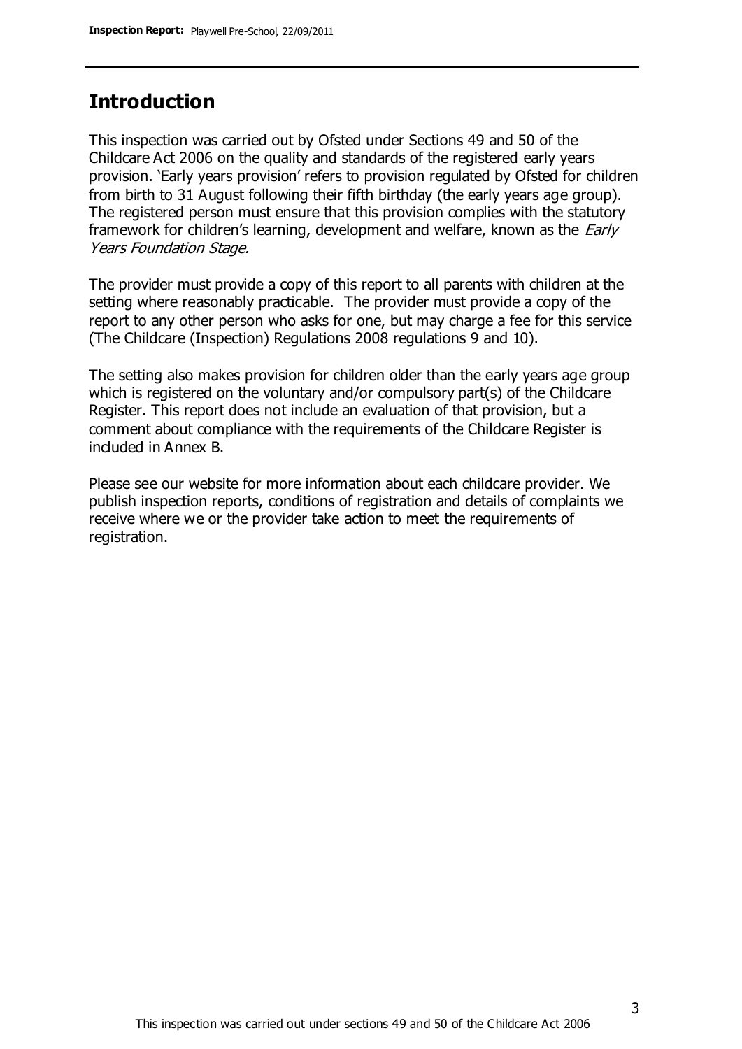## Introduction

This inspection was carried out by Ofsted under Sections 49 and 50 of the Childcare Act 2006 on the quality and standards of the registered early years provision. 'Early years provision' refers to provision regulated by Ofsted for children from birth to 31 August following their fifth birthday (the early years age group). The registered person must ensure that this provision complies with the statutory framework for children's learning, development and welfare, known as the *Early Years Foundation Stage*.

The provider must provide a copy of this report to all parents with children at the setting where reasonably practicable. The provider must provide a copy of the report to any other person who asks for one, but may charge a fee for this service (The Childcare (Inspection) Regulations 2008 regulations 9 and 10).

The setting also makes provision for children older than the early years age group which is registered on the voluntary and/or compulsory part(s) of the Childcare Register. This report does not include an evaluation of that provision, but a comment about compliance with the requirements of the Childcare Register is included in Annex B.

Please see our website for more information about each childcare provider. We publish inspection reports, conditions of registration and details of complaints we receive where we or the provider take action to meet the requirements of registration.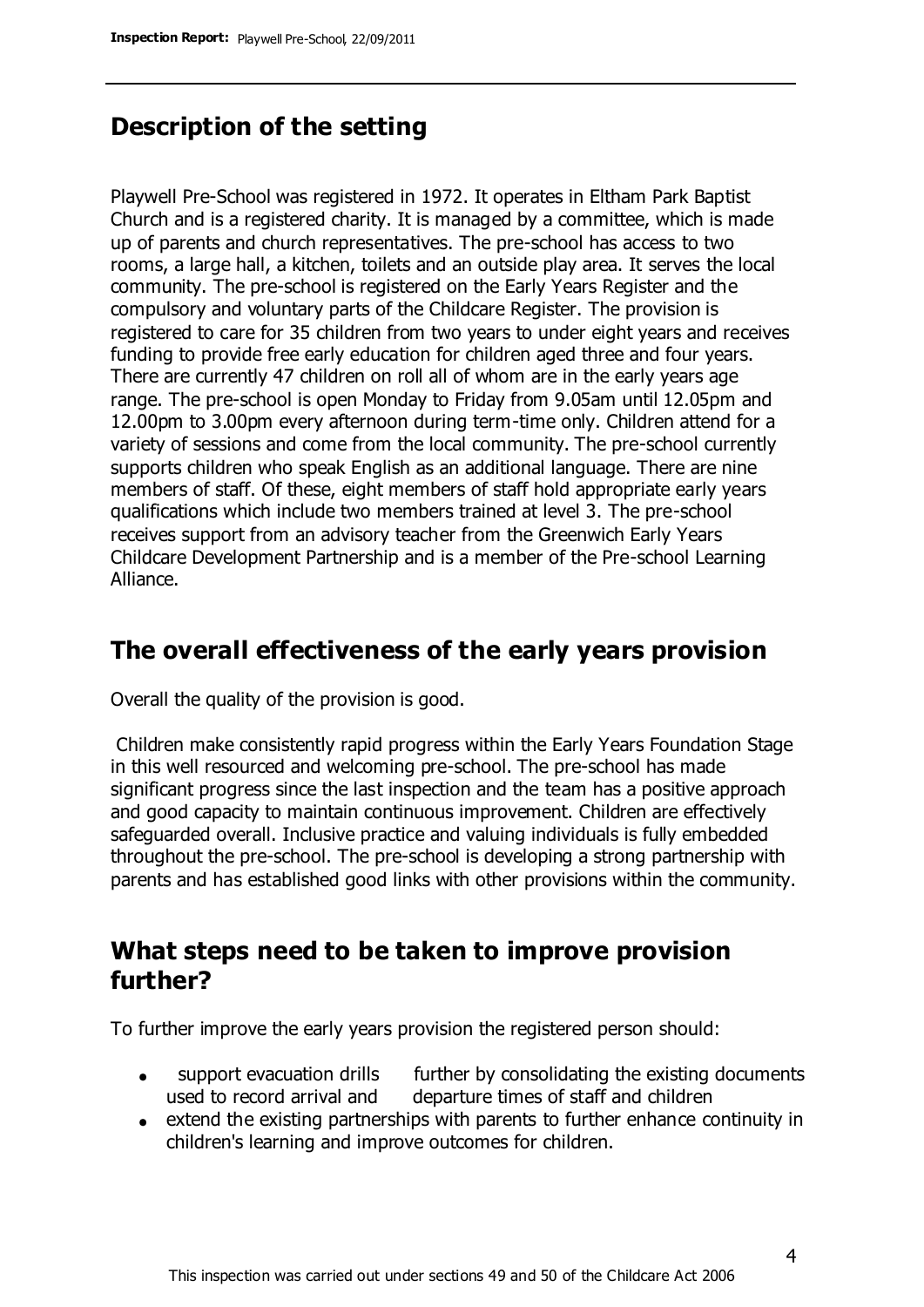## Description of the setting

Playwell Pre-School was registered in 1972. It operates in Eltham Park Baptist Church and is a registered charity. It is managed by a committee, which is made up of parents and church representatives. The pre-school has access to two rooms, a large hall, a kitchen, toilets and an outside play area. It serves the local community. The pre-school is registered on the Early Years Register and the compulsory and voluntary parts of the Childcare Register. The provision is registered to care for 35 children from two years to under eight years and receives funding to provide free early education for children aged three and four years. There are currently 47 children on roll all of whom are in the early years age range. The pre-school is open Monday to Friday from 9.05am until 12.05pm and 12.00pm to 3.00pm every afternoon during term-time only. Children attend for a variety of sessions and come from the local community. The pre-school currently supports children who speak English as an additional language. There are nine members of staff. Of these, eight members of staff hold appropriate early years qualifications which include two members trained at level 3. The pre-school receives support from an advisory teacher from the Greenwich Early Years Childcare Development Partnership and is a member of the Pre-school Learning Alliance.

## The overall effectiveness of the early years provision

Overall the quality of the provision is good.

Children make consistently rapid progress within the Early Years Foundation Stage in this well resourced and welcoming pre-school. The pre-school has made significant progress since the last inspection and the team has a positive approach and good capacity to maintain continuous improvement. Children are effectively safeguarded overall. Inclusive practice and valuing individuals is fully embedded throughout the pre-school. The pre-school is developing a strong partnership with parents and has established good links with other provisions within the community.

## What steps need to be taken to improve provision further?

To further improve the early years provision the registered person should:

- support evacuation drills further by consolidating the existing documents used to record arrival and departure times of staff and children
- extend the existing partnerships with parents to further enhance continuity in children's learning and improve outcomes for children.

This inspection was carried out under sections 49 and 50 of the Childcare Act 2006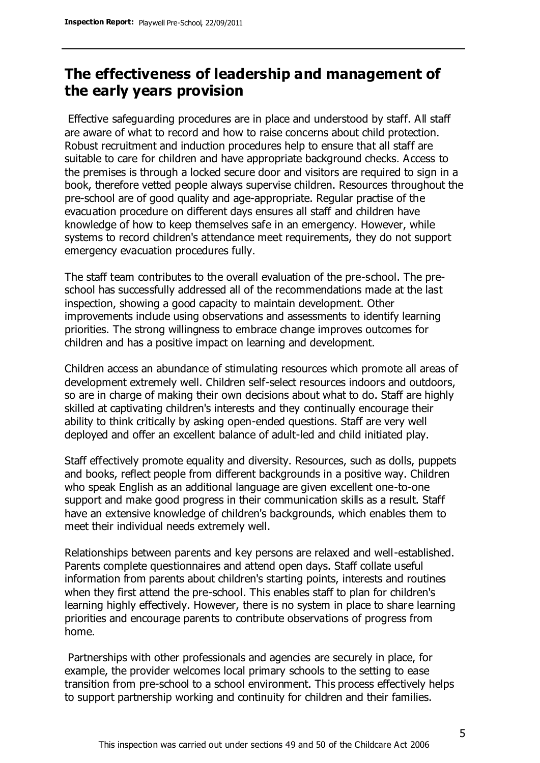## The effectiveness of leadership and management of the early years provision

Effective safeguarding procedures are in place and understood by staff. All staff are aware of what to record and how to raise concerns about child protection. Robust recruitment and induction procedures help to ensure that all staff are suitable to care for children and have appropriate background checks. Access to the premises is through a locked secure door and visitors are required to sign in a book, therefore vetted people always supervise children. Resources throughout the pre-school are of good quality and age-appropriate. Regular practise of the evacuation procedure on different days ensures all staff and children have knowledge of how to keep themselves safe in an emergency. However, while systems to record children's attendance meet requirements, they do not support emergency evacuation procedures fully.

The staff team contributes to the overall evaluation of the pre-school. The pre-school has successfully addressed all of the recommendations made at the last inspection, showing a good capacity to maintain development. Other improvements include using observations and assessments to identify learning priorities. The strong willingness to embrace change improves outcomes for children and has a positive impact on learning and development.

Children access an abundance of stimulating resources which promote all areas of development extremely well. Children self-select resources indoors and outdoors, so are in charge of making their own decisions about what to do. Staff are highly skilled at captivating children's interests and they continually encourage their ability to think critically by asking open-ended questions. Staff are very well deployed and offer an excellent balance of adult-led and child initiated play.

Staff effectively promote equality and diversity. Resources, such as dolls, puppets and books, reflect people from different backgrounds in a positive way. Children who speak English as an additional language are given excellent one-to-one support and make good progress in their communication skills as a result. Staff have an extensive knowledge of children's backgrounds, which enables them to meet their individual needs extremely well.

Relationships between parents and key persons are relaxed and well-established. Parents complete questionnaires and attend open days. Staff collate useful information from parents about children's starting points, interests and routines when they first attend the pre-school. This enables staff to plan for children's learning highly effectively. However, there is no system in place to share learning priorities and encourage parents to contribute observations of progress from home.

Partnerships with other professionals and agencies are securely in place, for example, the provider welcomes local primary schools to the setting to ease transition from pre-school to a school environment. This process effectively helps to support partnership working and continuity for children and their families.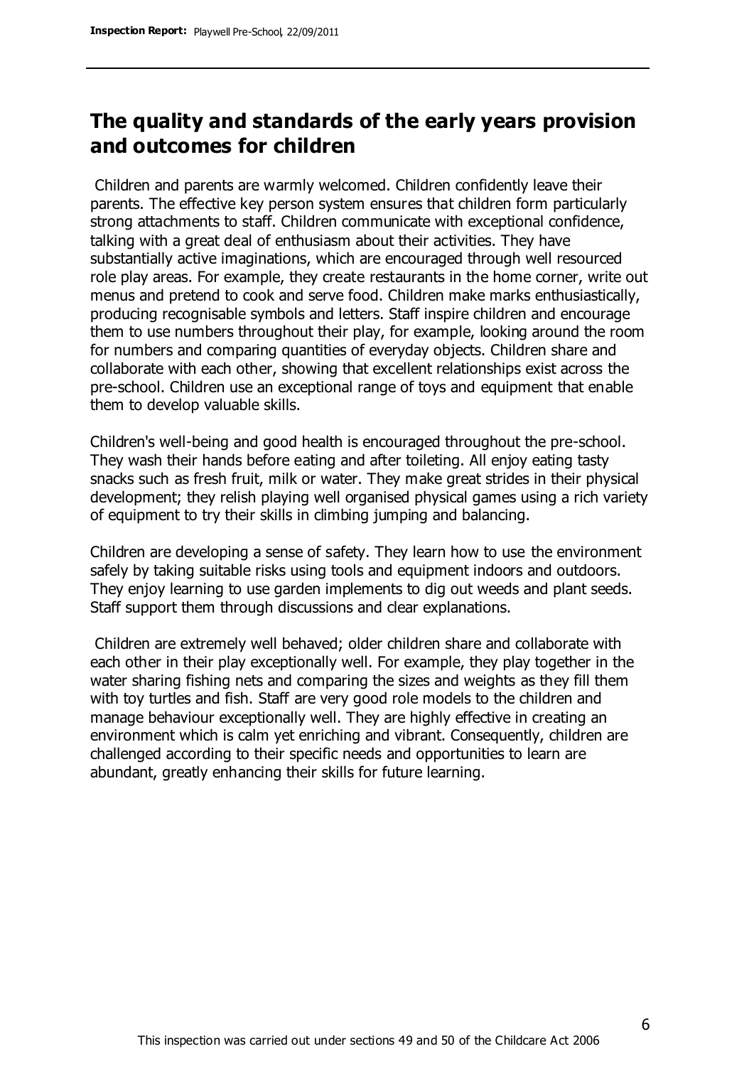## The quality and standards of the early years provision and outcomes for children

Children and parents are warmly welcomed. Children confidently leave their parents. The effective key person system ensures that children form particularly strong attachments to staff. Children communicate with exceptional confidence, talking with a great deal of enthusiasm about their activities. They have substantially active imaginations, which are encouraged through well resourced role play areas. For example, they create restaurants in the home corner, write out menus and pretend to cook and serve food. Children make marks enthusiastically, producing recognisable symbols and letters. Staff inspire children and encourage them to use numbers throughout their play, for example, looking around the room for numbers and comparing quantities of everyday objects. Children share and collaborate with each other, showing that excellent relationships exist across the pre-school. Children use an exceptional range of toys and equipment that enable them to develop valuable skills.

Children's well-being and good health is encouraged throughout the pre-school. They wash their hands before eating and after toileting. All enjoy eating tasty snacks such as fresh fruit, milk or water. They make great strides in their physical development; they relish playing well organised physical games using a rich variety of equipment to try their skills in climbing jumping and balancing.

Children are developing a sense of safety. They learn how to use the environment safely by taking suitable risks using tools and equipment indoors and outdoors. They enjoy learning to use garden implements to dig out weeds and plant seeds. Staff support them through discussions and clear explanations.

Children are extremely well behaved; older children share and collaborate with each other in their play exceptionally well. For example, they play together in the water sharing fishing nets and comparing the sizes and weights as they fill them with toy turtles and fish. Staff are very good role models to the children and manage behaviour exceptionally well. They are highly effective in creating an environment which is calm yet enriching and vibrant. Consequently, children are challenged according to their specific needs and opportunities to learn are abundant, greatly enhancing their skills for future learning.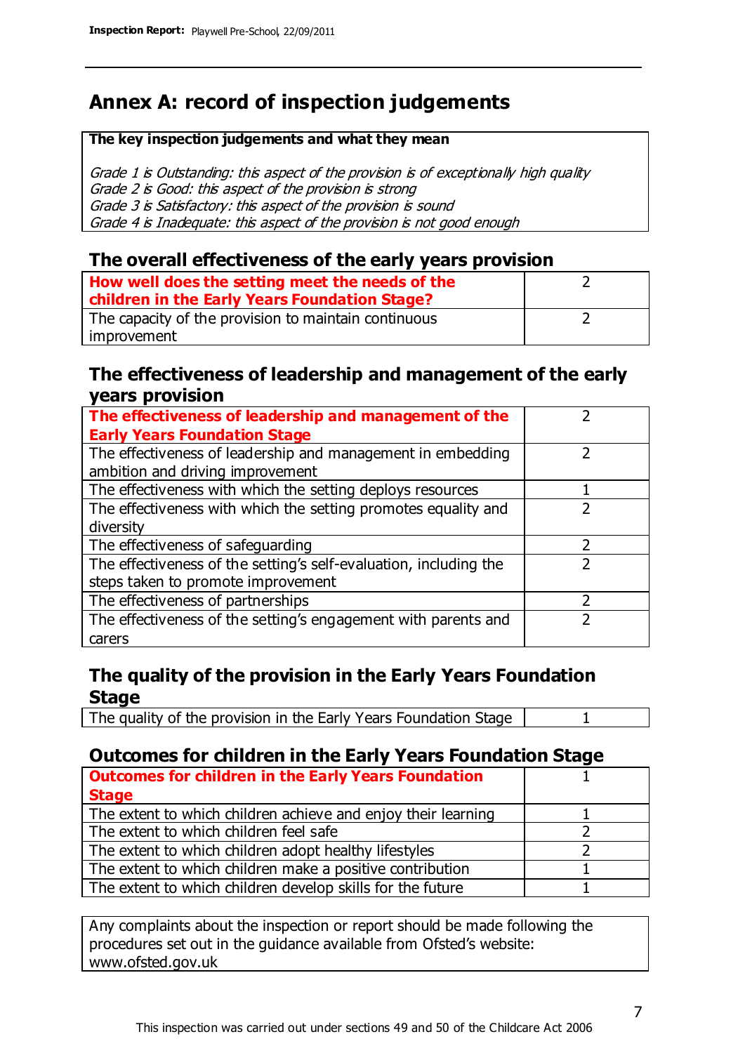# Annex A: record of inspection judgements

**The key inspection judgements and what they mean**

*Grade 1 is Outstanding: this aspect of the provision is of exceptionally high quality*
*Grade 2 is Good: this aspect of the provision is strong*
*Grade 3 is Satisfactory: this aspect of the provision is sound*
*Grade 4 is Inadequate: this aspect of the provision is not good enough*

## The overall effectiveness of the early years provision

| | |
|---|---|
| **How well does the setting meet the needs of the children in the Early Years Foundation Stage?** | 2 |
| The capacity of the provision to maintain continuous improvement | 2 |

## The effectiveness of leadership and management of the early years provision

| | |
|---|---|
| **The effectiveness of leadership and management of the Early Years Foundation Stage** | 2 |
| The effectiveness of leadership and management in embedding ambition and driving improvement | 2 |
| The effectiveness with which the setting deploys resources | 1 |
| The effectiveness with which the setting promotes equality and diversity | 2 |
| The effectiveness of safeguarding | 2 |
| The effectiveness of the setting's self-evaluation, including the steps taken to promote improvement | 2 |
| The effectiveness of partnerships | 2 |
| The effectiveness of the setting's engagement with parents and carers | 2 |

## The quality of the provision in the Early Years Foundation Stage

| | |
|---|---|
| The quality of the provision in the Early Years Foundation Stage | 1 |

## Outcomes for children in the Early Years Foundation Stage

| | |
|---|---|
| **Outcomes for children in the Early Years Foundation Stage** | 1 |
| The extent to which children achieve and enjoy their learning | 1 |
| The extent to which children feel safe | 2 |
| The extent to which children adopt healthy lifestyles | 2 |
| The extent to which children make a positive contribution | 1 |
| The extent to which children develop skills for the future | 1 |

Any complaints about the inspection or report should be made following the procedures set out in the guidance available from Ofsted's website: www.ofsted.gov.uk

This inspection was carried out under sections 49 and 50 of the Childcare Act 2006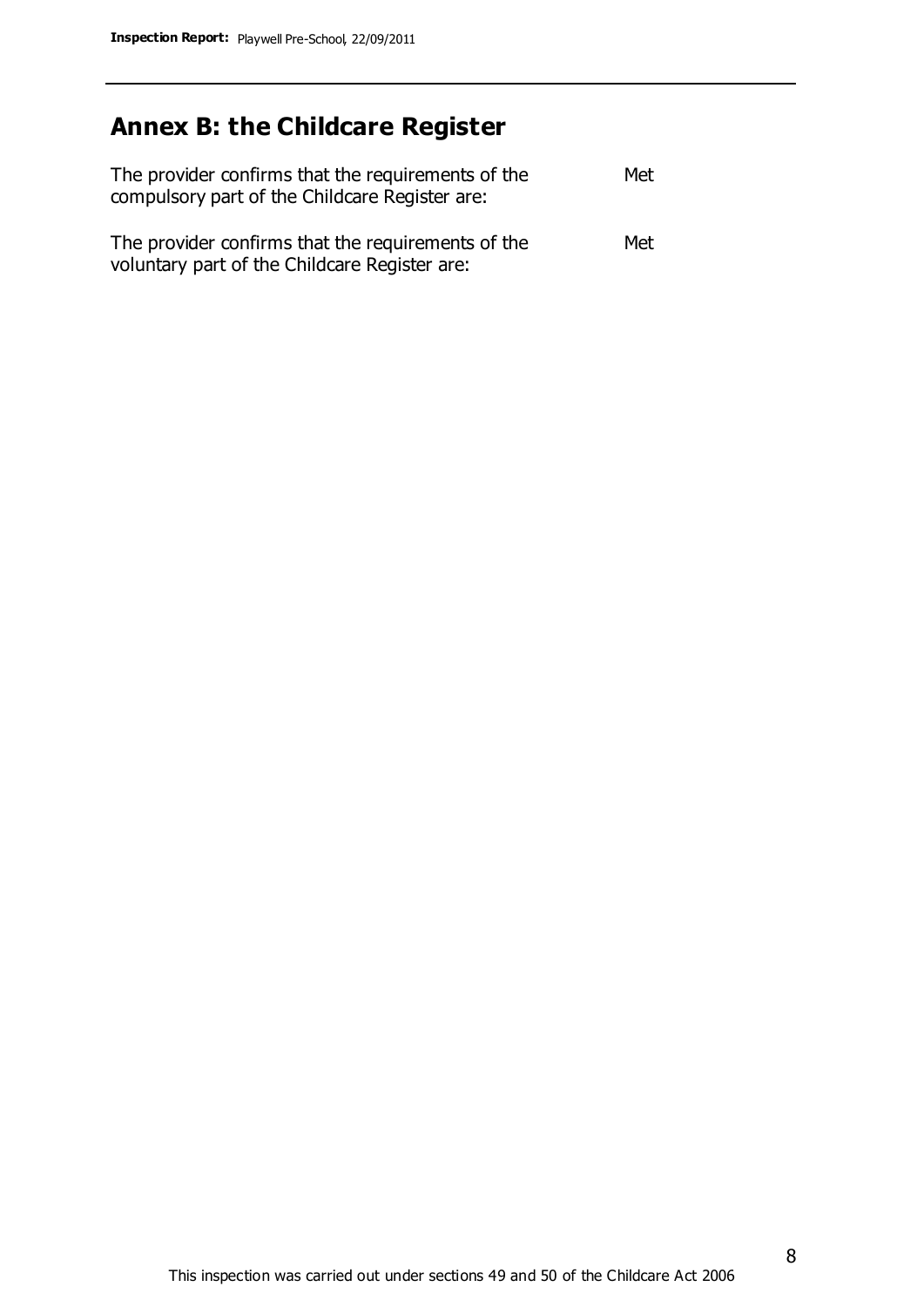## Annex B: the Childcare Register

| | |
|---|---|
| The provider confirms that the requirements of the compulsory part of the Childcare Register are: | Met |
| The provider confirms that the requirements of the voluntary part of the Childcare Register are: | Met |

This inspection was carried out under sections 49 and 50 of the Childcare Act 2006